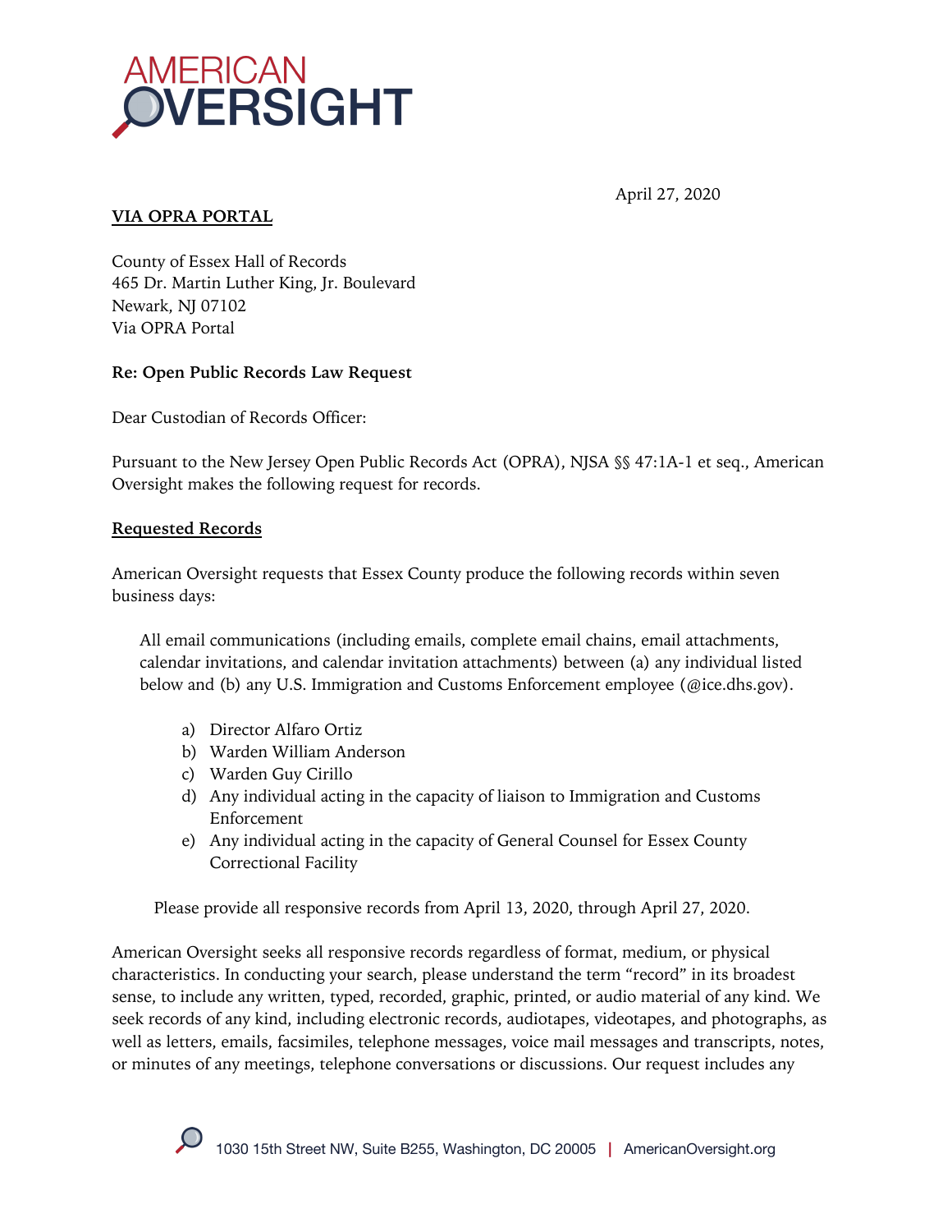AMERICAN OVERSIGHT

April 27, 2020

**VIA OPRA PORTAL**

County of Essex Hall of Records
465 Dr. Martin Luther King, Jr. Boulevard
Newark, NJ 07102
Via OPRA Portal

**Re: Open Public Records Law Request**

Dear Custodian of Records Officer:

Pursuant to the New Jersey Open Public Records Act (OPRA), NJSA §§ 47:1A-1 et seq., American Oversight makes the following request for records.

**Requested Records**

American Oversight requests that Essex County produce the following records within seven business days:

> All email communications (including emails, complete email chains, email attachments, calendar invitations, and calendar invitation attachments) between (a) any individual listed below and (b) any U.S. Immigration and Customs Enforcement employee (@ice.dhs.gov).
>
> a) Director Alfaro Ortiz
> b) Warden William Anderson
> c) Warden Guy Cirillo
> d) Any individual acting in the capacity of liaison to Immigration and Customs Enforcement
> e) Any individual acting in the capacity of General Counsel for Essex County Correctional Facility
>
> Please provide all responsive records from April 13, 2020, through April 27, 2020.

American Oversight seeks all responsive records regardless of format, medium, or physical characteristics. In conducting your search, please understand the term "record" in its broadest sense, to include any written, typed, recorded, graphic, printed, or audio material of any kind. We seek records of any kind, including electronic records, audiotapes, videotapes, and photographs, as well as letters, emails, facsimiles, telephone messages, voice mail messages and transcripts, notes, or minutes of any meetings, telephone conversations or discussions. Our request includes any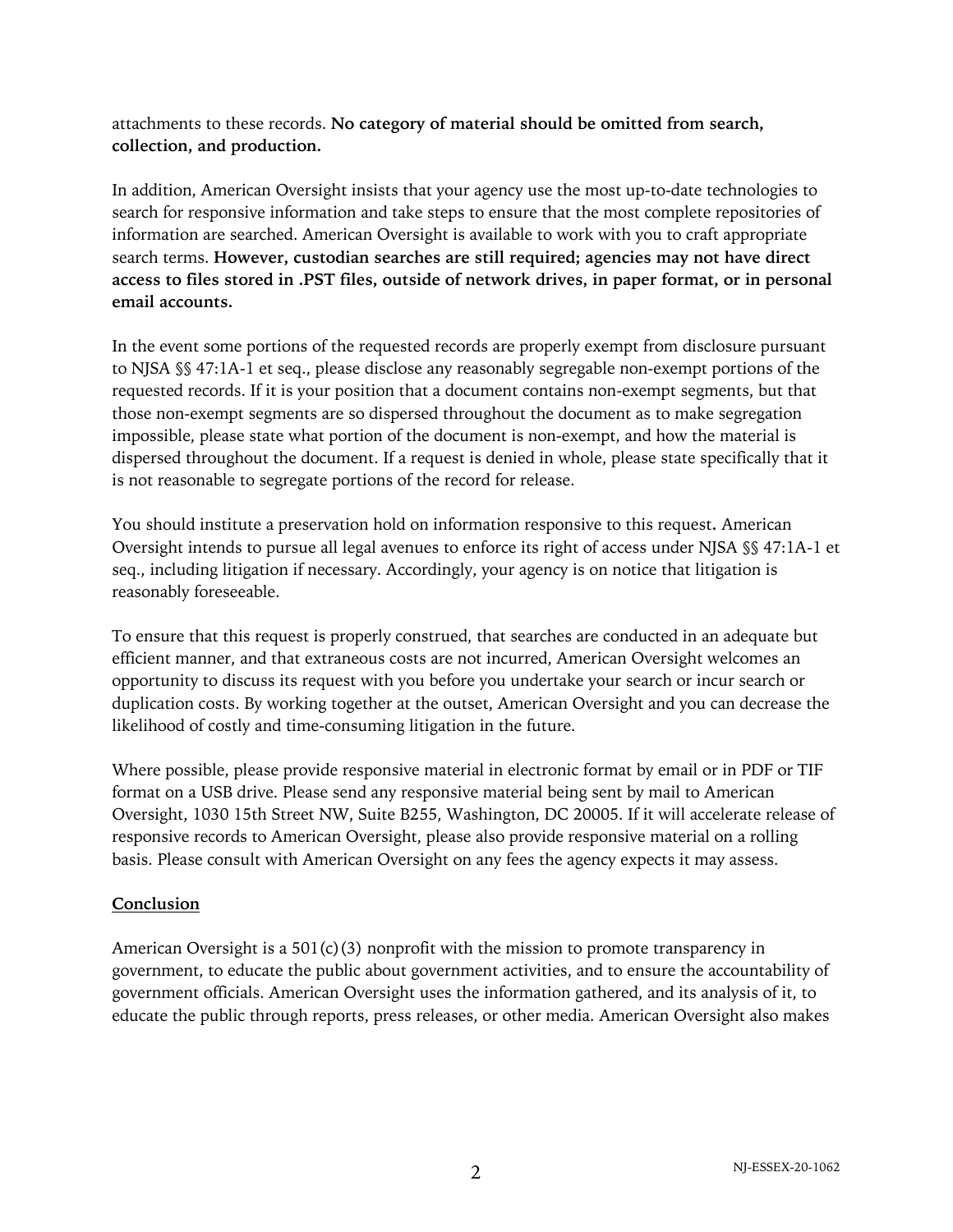attachments to these records. **No category of material should be omitted from search, collection, and production.**

In addition, American Oversight insists that your agency use the most up-to-date technologies to search for responsive information and take steps to ensure that the most complete repositories of information are searched. American Oversight is available to work with you to craft appropriate search terms. **However, custodian searches are still required; agencies may not have direct access to files stored in .PST files, outside of network drives, in paper format, or in personal email accounts.**

In the event some portions of the requested records are properly exempt from disclosure pursuant to NJSA §§ 47:1A-1 et seq., please disclose any reasonably segregable non-exempt portions of the requested records. If it is your position that a document contains non-exempt segments, but that those non-exempt segments are so dispersed throughout the document as to make segregation impossible, please state what portion of the document is non-exempt, and how the material is dispersed throughout the document. If a request is denied in whole, please state specifically that it is not reasonable to segregate portions of the record for release.

You should institute a preservation hold on information responsive to this request**.** American Oversight intends to pursue all legal avenues to enforce its right of access under NJSA §§ 47:1A-1 et seq., including litigation if necessary. Accordingly, your agency is on notice that litigation is reasonably foreseeable.

To ensure that this request is properly construed, that searches are conducted in an adequate but efficient manner, and that extraneous costs are not incurred, American Oversight welcomes an opportunity to discuss its request with you before you undertake your search or incur search or duplication costs. By working together at the outset, American Oversight and you can decrease the likelihood of costly and time-consuming litigation in the future.

Where possible, please provide responsive material in electronic format by email or in PDF or TIF format on a USB drive. Please send any responsive material being sent by mail to American Oversight, 1030 15th Street NW, Suite B255, Washington, DC 20005. If it will accelerate release of responsive records to American Oversight, please also provide responsive material on a rolling basis. Please consult with American Oversight on any fees the agency expects it may assess.

## Conclusion

American Oversight is a 501(c)(3) nonprofit with the mission to promote transparency in government, to educate the public about government activities, and to ensure the accountability of government officials. American Oversight uses the information gathered, and its analysis of it, to educate the public through reports, press releases, or other media. American Oversight also makes

NJ-ESSEX-20-1062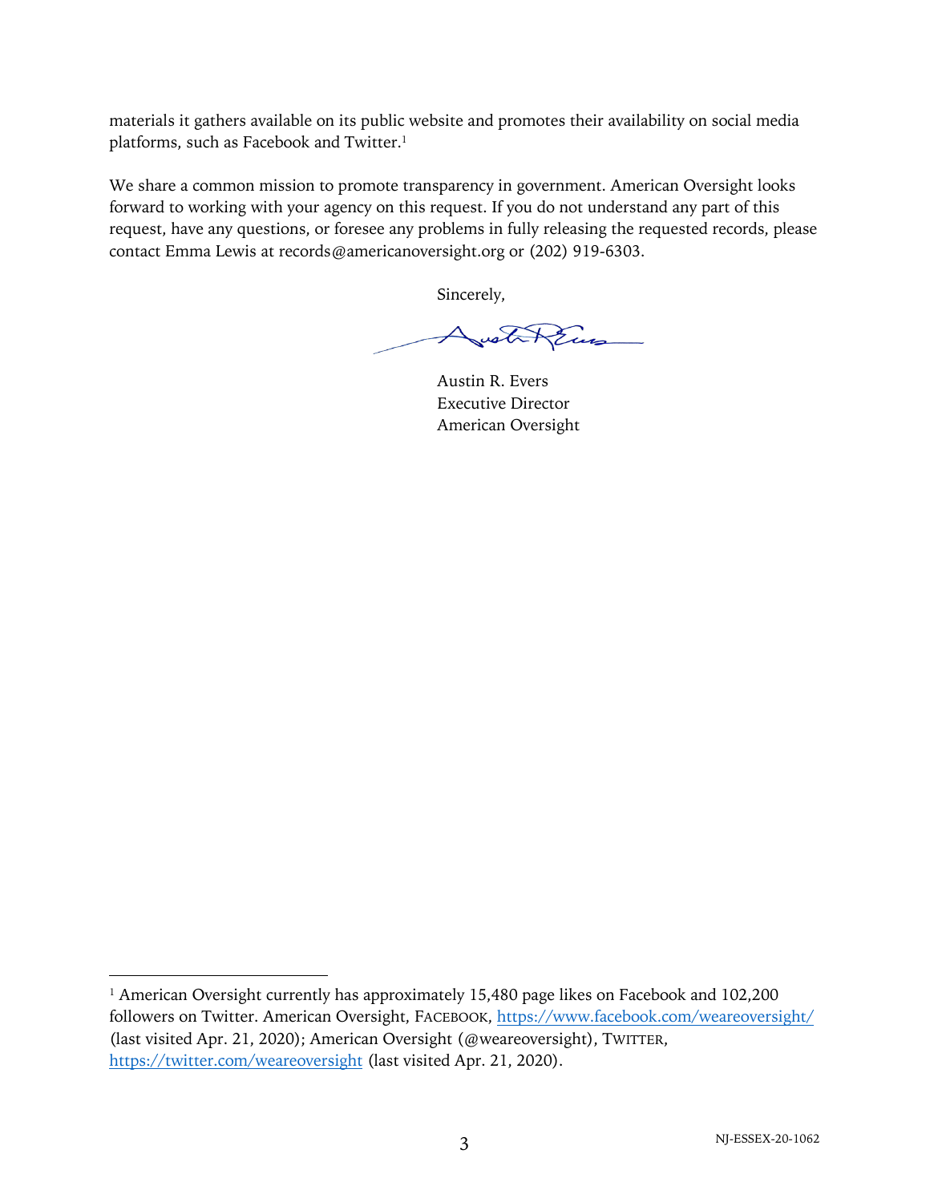materials it gathers available on its public website and promotes their availability on social media platforms, such as Facebook and Twitter.[1]

We share a common mission to promote transparency in government. American Oversight looks forward to working with your agency on this request. If you do not understand any part of this request, have any questions, or foresee any problems in fully releasing the requested records, please contact Emma Lewis at records@americanoversight.org or (202) 919-6303.

Sincerely,

Austin R. Evers
Executive Director
American Oversight

---

[1] American Oversight currently has approximately 15,480 page likes on Facebook and 102,200 followers on Twitter. American Oversight, FACEBOOK, https://www.facebook.com/weareoversight/ (last visited Apr. 21, 2020); American Oversight (@weareoversight), TWITTER, https://twitter.com/weareoversight (last visited Apr. 21, 2020).

NJ-ESSEX-20-1062